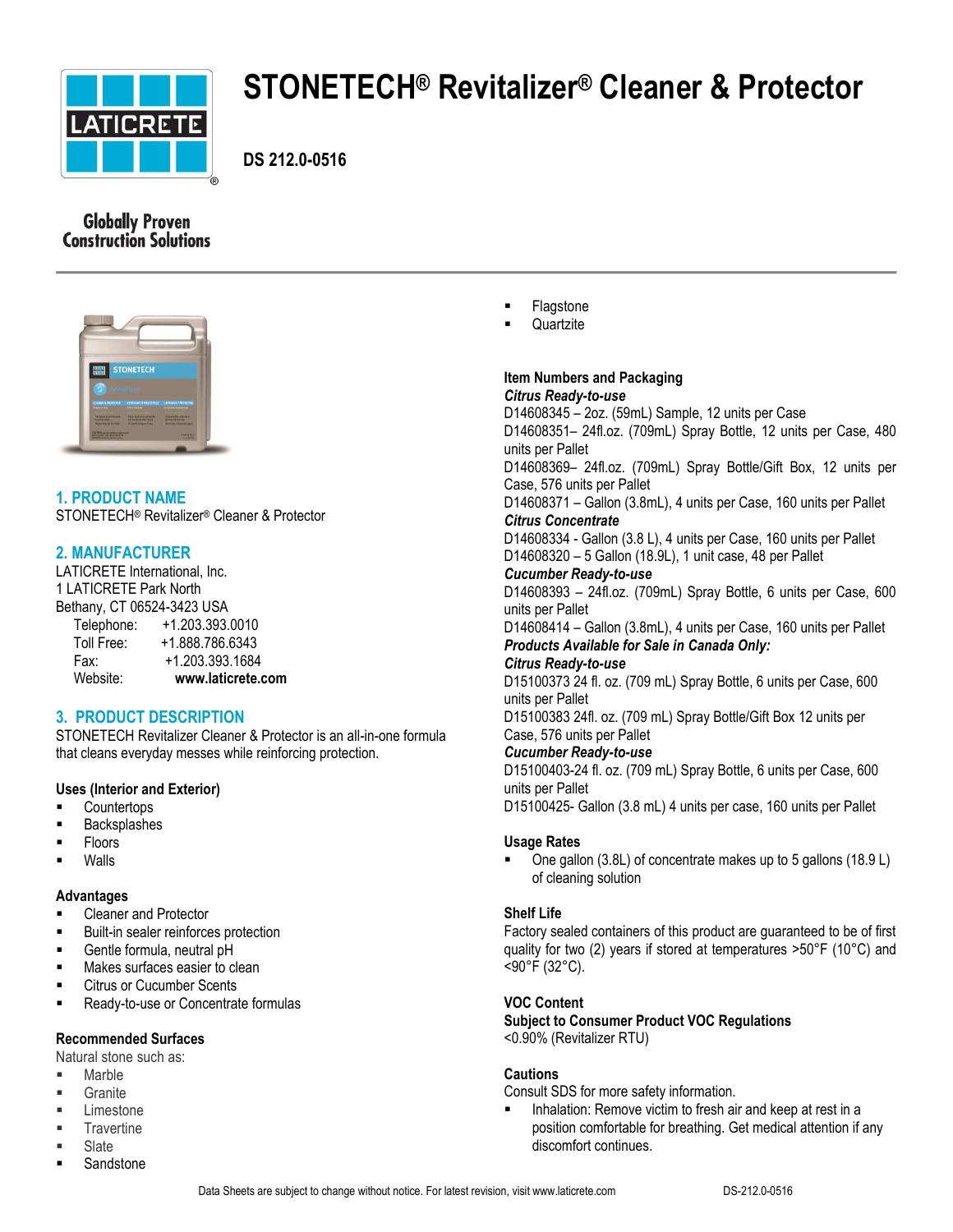# STONETECH® Revitalizer® Cleaner & Protector

**DS 212.0-0516**

Globally Proven Construction Solutions

## 1. PRODUCT NAME

STONETECH® Revitalizer® Cleaner & Protector

## 2. MANUFACTURER

LATICRETE International, Inc.
1 LATICRETE Park North
Bethany, CT 06524-3423 USA

Telephone: +1.203.393.0010
Toll Free: +1.888.786.6343
Fax: +1.203.393.1684
Website: **www.laticrete.com**

## 3. PRODUCT DESCRIPTION

STONETECH Revitalizer Cleaner & Protector is an all-in-one formula that cleans everyday messes while reinforcing protection.

### Uses (Interior and Exterior)

- Countertops
- Backsplashes
- Floors
- Walls

### Advantages

- Cleaner and Protector
- Built-in sealer reinforces protection
- Gentle formula, neutral pH
- Makes surfaces easier to clean
- Citrus or Cucumber Scents
- Ready-to-use or Concentrate formulas

### Recommended Surfaces

Natural stone such as:

- Marble
- Granite
- Limestone
- Travertine
- Slate
- Sandstone
- Flagstone
- Quartzite

### Item Numbers and Packaging

***Citrus Ready-to-use***

D14608345 – 2oz. (59mL) Sample, 12 units per Case
D14608351– 24fl.oz. (709mL) Spray Bottle, 12 units per Case, 480 units per Pallet
D14608369– 24fl.oz. (709mL) Spray Bottle/Gift Box, 12 units per Case, 576 units per Pallet
D14608371 – Gallon (3.8mL), 4 units per Case, 160 units per Pallet

***Citrus Concentrate***

D14608334 - Gallon (3.8 L), 4 units per Case, 160 units per Pallet
D14608320 – 5 Gallon (18.9L), 1 unit case, 48 per Pallet

***Cucumber Ready-to-use***

D14608393 – 24fl.oz. (709mL) Spray Bottle, 6 units per Case, 600 units per Pallet
D14608414 – Gallon (3.8mL), 4 units per Case, 160 units per Pallet

***Products Available for Sale in Canada Only:***

***Citrus Ready-to-use***

D15100373 24 fl. oz. (709 mL) Spray Bottle, 6 units per Case, 600 units per Pallet
D15100383 24fl. oz. (709 mL) Spray Bottle/Gift Box 12 units per Case, 576 units per Pallet

***Cucumber Ready-to-use***

D15100403-24 fl. oz. (709 mL) Spray Bottle, 6 units per Case, 600 units per Pallet
D15100425- Gallon (3.8 mL) 4 units per case, 160 units per Pallet

### Usage Rates

- One gallon (3.8L) of concentrate makes up to 5 gallons (18.9 L) of cleaning solution

### Shelf Life

Factory sealed containers of this product are guaranteed to be of first quality for two (2) years if stored at temperatures >50°F (10°C) and <90°F (32°C).

### VOC Content

**Subject to Consumer Product VOC Regulations**

<0.90% (Revitalizer RTU)

### Cautions

Consult SDS for more safety information.

- Inhalation: Remove victim to fresh air and keep at rest in a position comfortable for breathing. Get medical attention if any discomfort continues.

Data Sheets are subject to change without notice. For latest revision, visit www.laticrete.com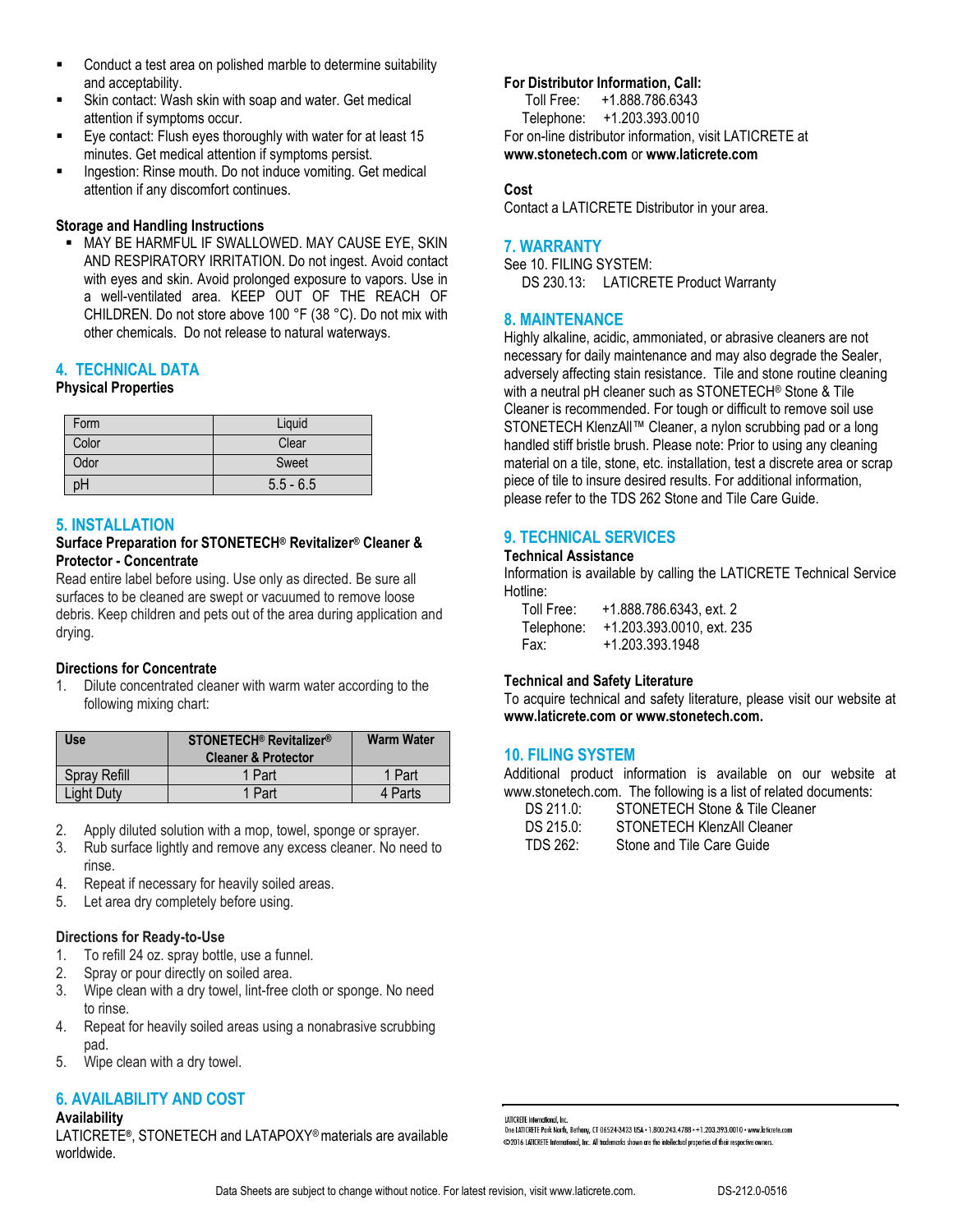- Conduct a test area on polished marble to determine suitability and acceptability.
- Skin contact: Wash skin with soap and water. Get medical attention if symptoms occur.
- Eye contact: Flush eyes thoroughly with water for at least 15 minutes. Get medical attention if symptoms persist.
- Ingestion: Rinse mouth. Do not induce vomiting. Get medical attention if any discomfort continues.

**Storage and Handling Instructions**

- MAY BE HARMFUL IF SWALLOWED. MAY CAUSE EYE, SKIN AND RESPIRATORY IRRITATION. Do not ingest. Avoid contact with eyes and skin. Avoid prolonged exposure to vapors. Use in a well-ventilated area. KEEP OUT OF THE REACH OF CHILDREN. Do not store above 100 °F (38 °C). Do not mix with other chemicals. Do not release to natural waterways.

## 4. TECHNICAL DATA

**Physical Properties**

| | |
|---|---|
| Form | Liquid |
| Color | Clear |
| Odor | Sweet |
| pH | 5.5 - 6.5 |

## 5. INSTALLATION

**Surface Preparation for STONETECH® Revitalizer® Cleaner & Protector - Concentrate**

Read entire label before using. Use only as directed. Be sure all surfaces to be cleaned are swept or vacuumed to remove loose debris. Keep children and pets out of the area during application and drying.

**Directions for Concentrate**

1. Dilute concentrated cleaner with warm water according to the following mixing chart:

| Use | STONETECH® Revitalizer® Cleaner & Protector | Warm Water |
|---|---|---|
| Spray Refill | 1 Part | 1 Part |
| Light Duty | 1 Part | 4 Parts |

2. Apply diluted solution with a mop, towel, sponge or sprayer.
3. Rub surface lightly and remove any excess cleaner. No need to rinse.
4. Repeat if necessary for heavily soiled areas.
5. Let area dry completely before using.

**Directions for Ready-to-Use**

1. To refill 24 oz. spray bottle, use a funnel.
2. Spray or pour directly on soiled area.
3. Wipe clean with a dry towel, lint-free cloth or sponge. No need to rinse.
4. Repeat for heavily soiled areas using a nonabrasive scrubbing pad.
5. Wipe clean with a dry towel.

## 6. AVAILABILITY AND COST

**Availability**

LATICRETE®, STONETECH and LATAPOXY® materials are available worldwide.

**For Distributor Information, Call:**

Toll Free: +1.888.786.6343
Telephone: +1.203.393.0010

For on-line distributor information, visit LATICRETE at **www.stonetech.com** or **www.laticrete.com**

**Cost**

Contact a LATICRETE Distributor in your area.

## 7. WARRANTY

See 10. FILING SYSTEM:
DS 230.13: LATICRETE Product Warranty

## 8. MAINTENANCE

Highly alkaline, acidic, ammoniated, or abrasive cleaners are not necessary for daily maintenance and may also degrade the Sealer, adversely affecting stain resistance. Tile and stone routine cleaning with a neutral pH cleaner such as STONETECH® Stone & Tile Cleaner is recommended. For tough or difficult to remove soil use STONETECH KlenzAll™ Cleaner, a nylon scrubbing pad or a long handled stiff bristle brush. Please note: Prior to using any cleaning material on a tile, stone, etc. installation, test a discrete area or scrap piece of tile to insure desired results. For additional information, please refer to the TDS 262 Stone and Tile Care Guide.

## 9. TECHNICAL SERVICES

**Technical Assistance**

Information is available by calling the LATICRETE Technical Service Hotline:

Toll Free: +1.888.786.6343, ext. 2
Telephone: +1.203.393.0010, ext. 235
Fax: +1.203.393.1948

**Technical and Safety Literature**

To acquire technical and safety literature, please visit our website at **www.laticrete.com or www.stonetech.com.**

## 10. FILING SYSTEM

Additional product information is available on our website at www.stonetech.com. The following is a list of related documents:

DS 211.0: STONETECH Stone & Tile Cleaner
DS 215.0: STONETECH KlenzAll Cleaner
TDS 262: Stone and Tile Care Guide

LATICRETE International, Inc.
One LATICRETE Park North, Bethany, CT 06524-3423 USA • 1.800.243.4788 • +1.203.393.0010 • www.laticrete.com
©2016 LATICRETE International, Inc. All trademarks shown are the intellectual properties of their respective owners.

Data Sheets are subject to change without notice. For latest revision, visit www.laticrete.com. DS-212.0-0516